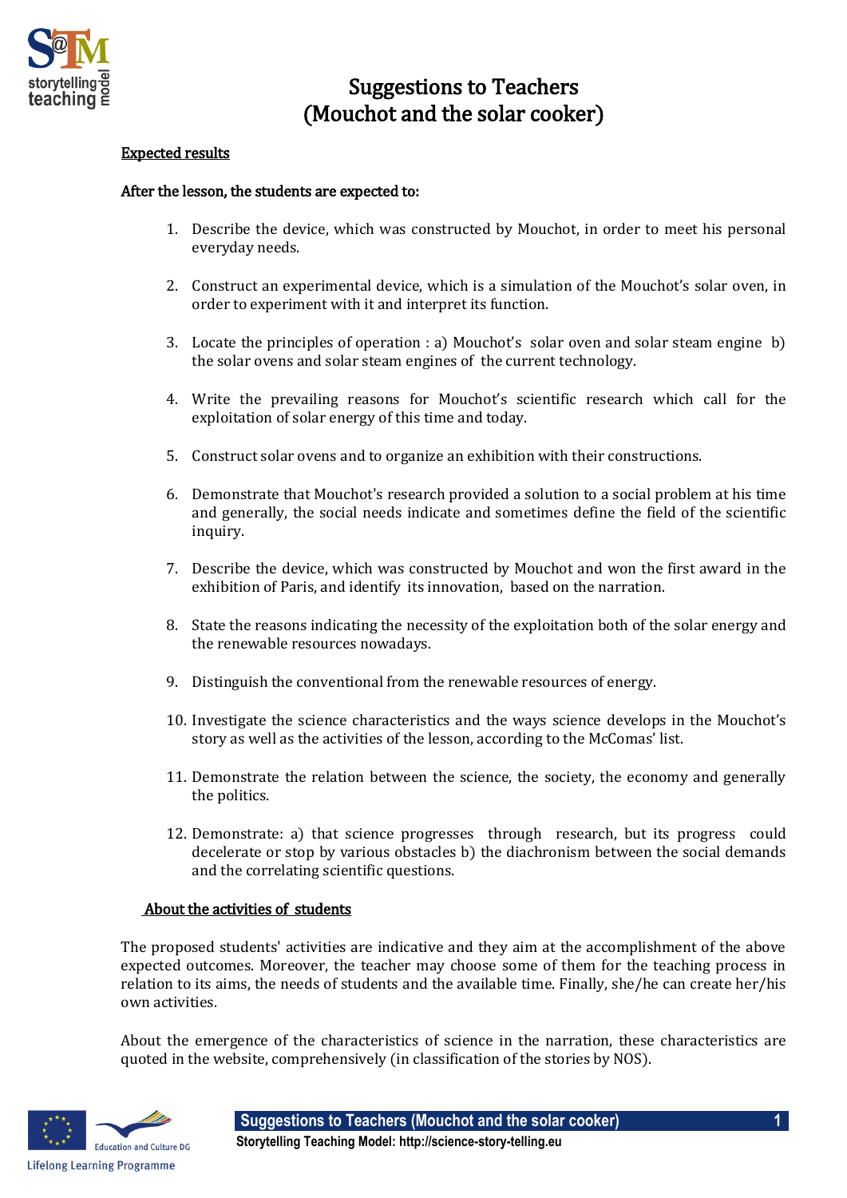# Suggestions to Teachers
# (Mouchot and the solar cooker)

## Expected results

**After the lesson, the students are expected to:**

1. Describe the device, which was constructed by Mouchot, in order to meet his personal everyday needs.

2. Construct an experimental device, which is a simulation of the Mouchot's solar oven, in order to experiment with it and interpret its function.

3. Locate the principles of operation : a) Mouchot's solar oven and solar steam engine b) the solar ovens and solar steam engines of the current technology.

4. Write the prevailing reasons for Mouchot's scientific research which call for the exploitation of solar energy of this time and today.

5. Construct solar ovens and to organize an exhibition with their constructions.

6. Demonstrate that Mouchot's research provided a solution to a social problem at his time and generally, the social needs indicate and sometimes define the field of the scientific inquiry.

7. Describe the device, which was constructed by Mouchot and won the first award in the exhibition of Paris, and identify its innovation, based on the narration.

8. State the reasons indicating the necessity of the exploitation both of the solar energy and the renewable resources nowadays.

9. Distinguish the conventional from the renewable resources of energy.

10. Investigate the science characteristics and the ways science develops in the Mouchot's story as well as the activities of the lesson, according to the McComas' list.

11. Demonstrate the relation between the science, the society, the economy and generally the politics.

12. Demonstrate: a) that science progresses through research, but its progress could decelerate or stop by various obstacles b) the diachronism between the social demands and the correlating scientific questions.

## About the activities of students

The proposed students' activities are indicative and they aim at the accomplishment of the above expected outcomes. Moreover, the teacher may choose some of them for the teaching process in relation to its aims, the needs of students and the available time. Finally, she/he can create her/his own activities.

About the emergence of the characteristics of science in the narration, these characteristics are quoted in the website, comprehensively (in classification of the stories by NOS).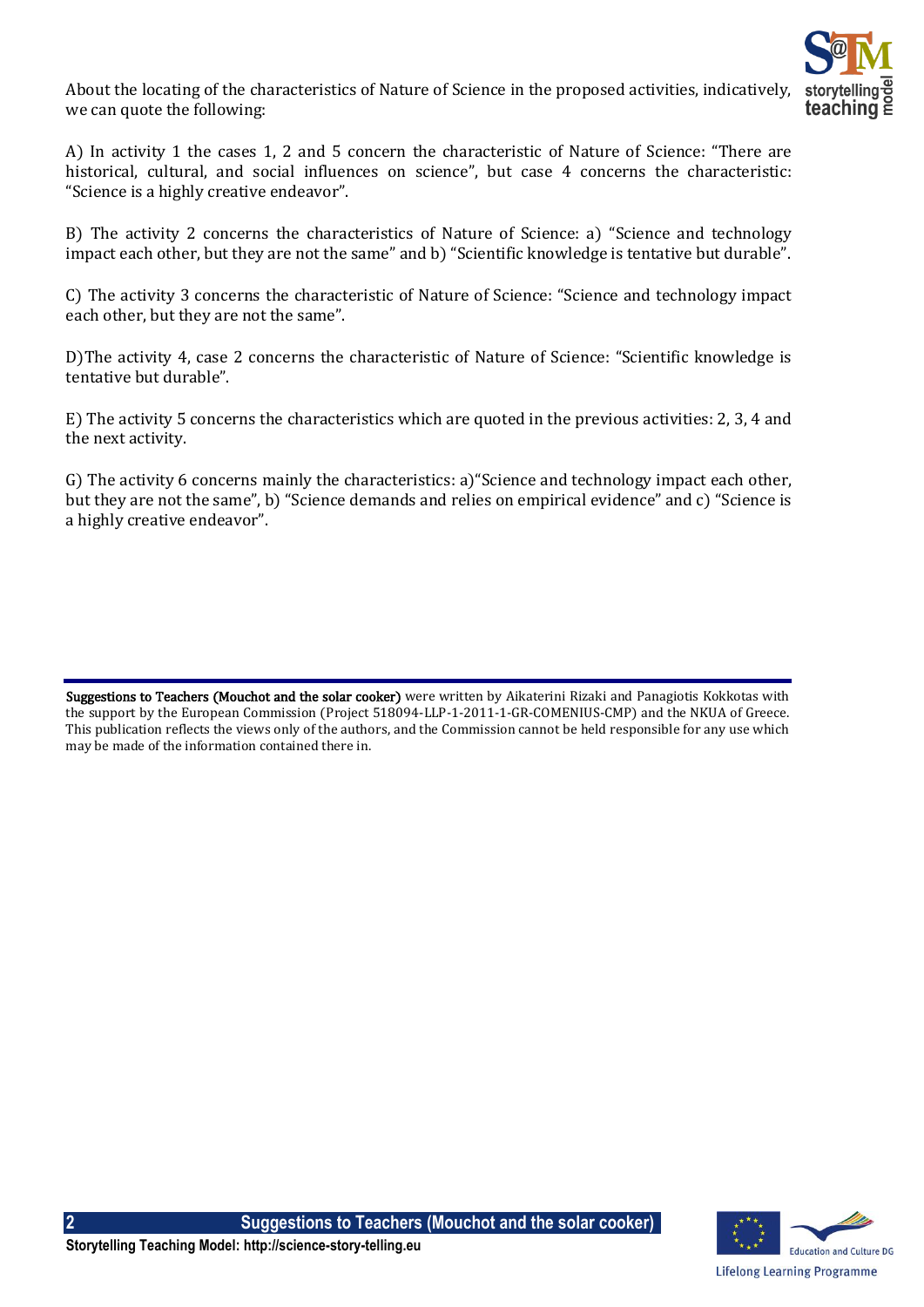About the locating of the characteristics of Nature of Science in the proposed activities, indicatively, we can quote the following:

A) In activity 1 the cases 1, 2 and 5 concern the characteristic of Nature of Science: "There are historical, cultural, and social influences on science", but case 4 concerns the characteristic: "Science is a highly creative endeavor".

B) The activity 2 concerns the characteristics of Nature of Science: a) "Science and technology impact each other, but they are not the same" and b) "Scientific knowledge is tentative but durable".

C) The activity 3 concerns the characteristic of Nature of Science: "Science and technology impact each other, but they are not the same".

D)The activity 4, case 2 concerns the characteristic of Nature of Science: "Scientific knowledge is tentative but durable".

E) The activity 5 concerns the characteristics which are quoted in the previous activities: 2, 3, 4 and the next activity.

G) The activity 6 concerns mainly the characteristics: a)"Science and technology impact each other, but they are not the same", b) "Science demands and relies on empirical evidence" and c) "Science is a highly creative endeavor".

---

**Suggestions to Teachers (Mouchot and the solar cooker)** were written by Aikaterini Rizaki and Panagiotis Kokkotas with the support by the European Commission (Project 518094-LLP-1-2011-1-GR-COMENIUS-CMP) and the NKUA of Greece. This publication reflects the views only of the authors, and the Commission cannot be held responsible for any use which may be made of the information contained there in.